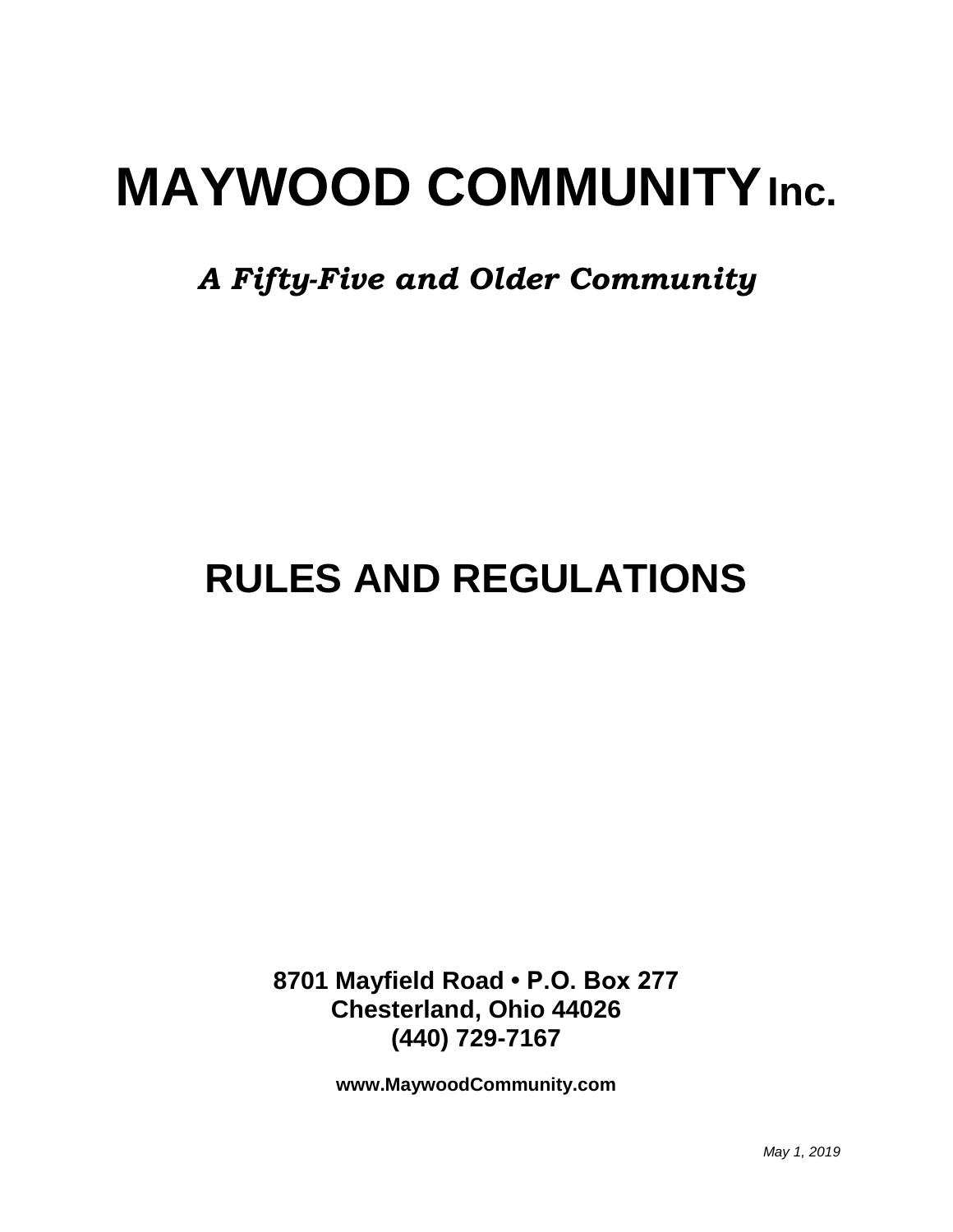# MAYWOOD COMMUNITY Inc.

***A Fifty-Five and Older Community***

# RULES AND REGULATIONS

**8701 Mayfield Road • P.O. Box 277**
**Chesterland, Ohio 44026**
**(440) 729-7167**

**www.MaywoodCommunity.com**

*May 1, 2019*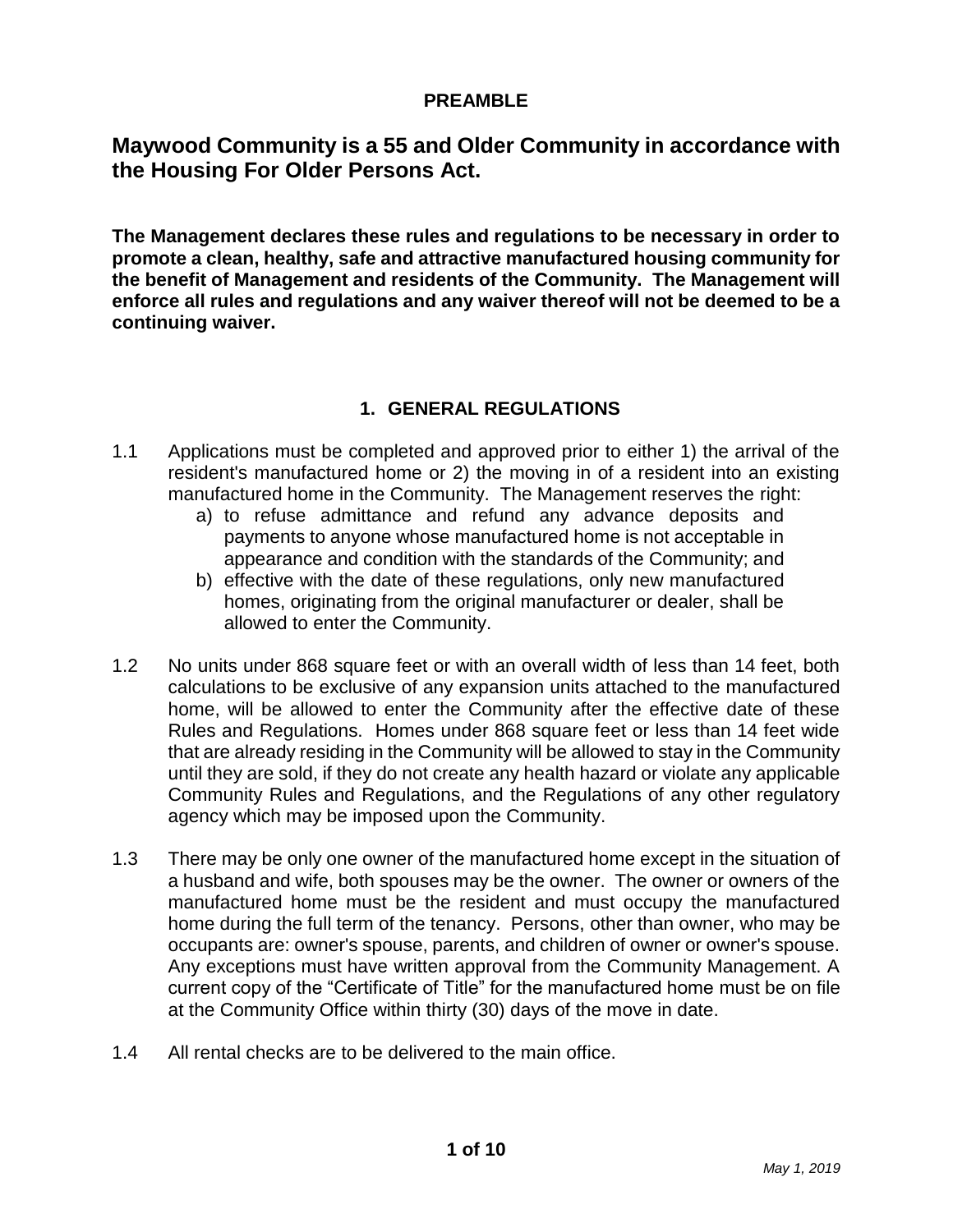**PREAMBLE**

## Maywood Community is a 55 and Older Community in accordance with the Housing For Older Persons Act.

**The Management declares these rules and regulations to be necessary in order to promote a clean, healthy, safe and attractive manufactured housing community for the benefit of Management and residents of the Community. The Management will enforce all rules and regulations and any waiver thereof will not be deemed to be a continuing waiver.**

### 1. GENERAL REGULATIONS

1.1 Applications must be completed and approved prior to either 1) the arrival of the resident's manufactured home or 2) the moving in of a resident into an existing manufactured home in the Community. The Management reserves the right:

   a) to refuse admittance and refund any advance deposits and payments to anyone whose manufactured home is not acceptable in appearance and condition with the standards of the Community; and

   b) effective with the date of these regulations, only new manufactured homes, originating from the original manufacturer or dealer, shall be allowed to enter the Community.

1.2 No units under 868 square feet or with an overall width of less than 14 feet, both calculations to be exclusive of any expansion units attached to the manufactured home, will be allowed to enter the Community after the effective date of these Rules and Regulations. Homes under 868 square feet or less than 14 feet wide that are already residing in the Community will be allowed to stay in the Community until they are sold, if they do not create any health hazard or violate any applicable Community Rules and Regulations, and the Regulations of any other regulatory agency which may be imposed upon the Community.

1.3 There may be only one owner of the manufactured home except in the situation of a husband and wife, both spouses may be the owner. The owner or owners of the manufactured home must be the resident and must occupy the manufactured home during the full term of the tenancy. Persons, other than owner, who may be occupants are: owner's spouse, parents, and children of owner or owner's spouse. Any exceptions must have written approval from the Community Management. A current copy of the "Certificate of Title" for the manufactured home must be on file at the Community Office within thirty (30) days of the move in date.

1.4 All rental checks are to be delivered to the main office.

*May 1, 2019*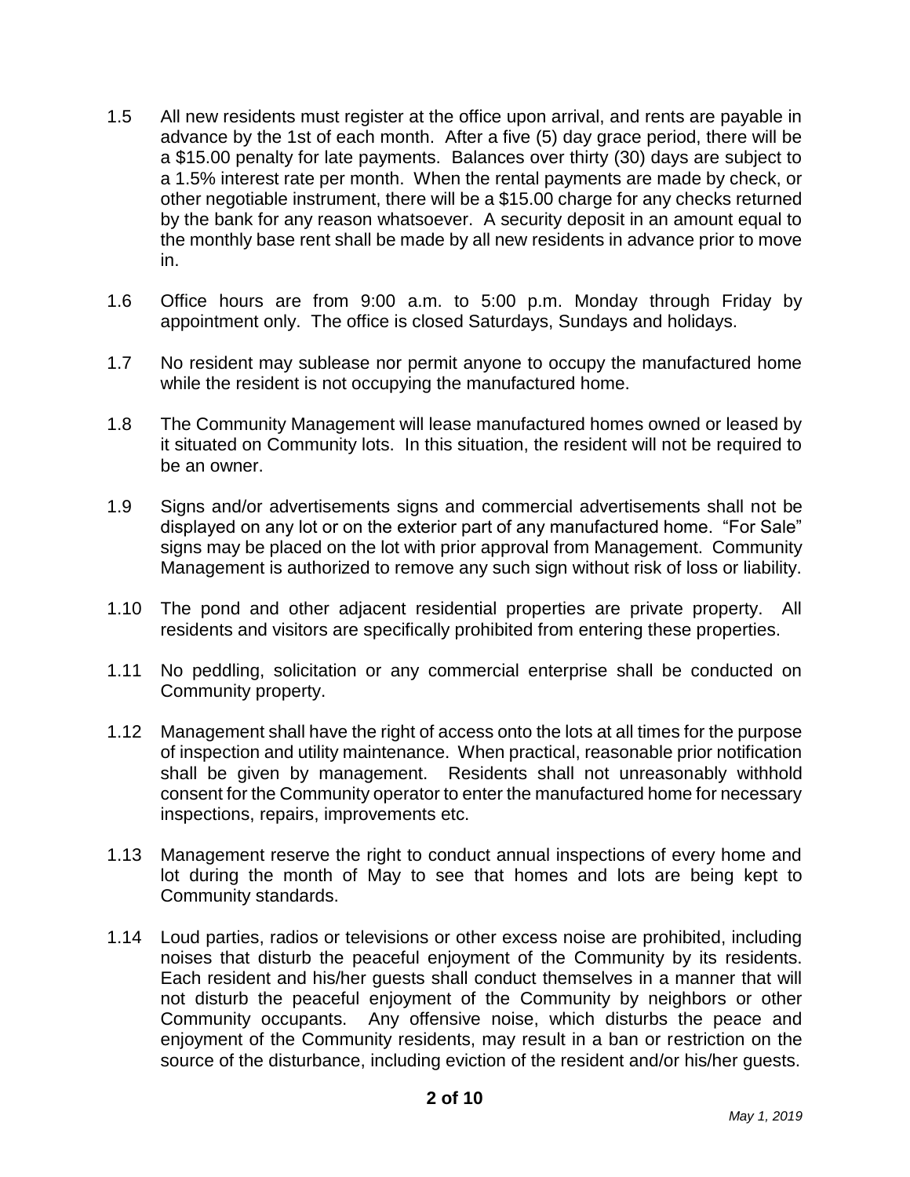1.5 All new residents must register at the office upon arrival, and rents are payable in advance by the 1st of each month. After a five (5) day grace period, there will be a $15.00 penalty for late payments. Balances over thirty (30) days are subject to a 1.5% interest rate per month. When the rental payments are made by check, or other negotiable instrument, there will be a $15.00 charge for any checks returned by the bank for any reason whatsoever. A security deposit in an amount equal to the monthly base rent shall be made by all new residents in advance prior to move in.

1.6 Office hours are from 9:00 a.m. to 5:00 p.m. Monday through Friday by appointment only. The office is closed Saturdays, Sundays and holidays.

1.7 No resident may sublease nor permit anyone to occupy the manufactured home while the resident is not occupying the manufactured home.

1.8 The Community Management will lease manufactured homes owned or leased by it situated on Community lots. In this situation, the resident will not be required to be an owner.

1.9 Signs and/or advertisements signs and commercial advertisements shall not be displayed on any lot or on the exterior part of any manufactured home. "For Sale" signs may be placed on the lot with prior approval from Management. Community Management is authorized to remove any such sign without risk of loss or liability.

1.10 The pond and other adjacent residential properties are private property. All residents and visitors are specifically prohibited from entering these properties.

1.11 No peddling, solicitation or any commercial enterprise shall be conducted on Community property.

1.12 Management shall have the right of access onto the lots at all times for the purpose of inspection and utility maintenance. When practical, reasonable prior notification shall be given by management. Residents shall not unreasonably withhold consent for the Community operator to enter the manufactured home for necessary inspections, repairs, improvements etc.

1.13 Management reserve the right to conduct annual inspections of every home and lot during the month of May to see that homes and lots are being kept to Community standards.

1.14 Loud parties, radios or televisions or other excess noise are prohibited, including noises that disturb the peaceful enjoyment of the Community by its residents. Each resident and his/her guests shall conduct themselves in a manner that will not disturb the peaceful enjoyment of the Community by neighbors or other Community occupants. Any offensive noise, which disturbs the peace and enjoyment of the Community residents, may result in a ban or restriction on the source of the disturbance, including eviction of the resident and/or his/her guests.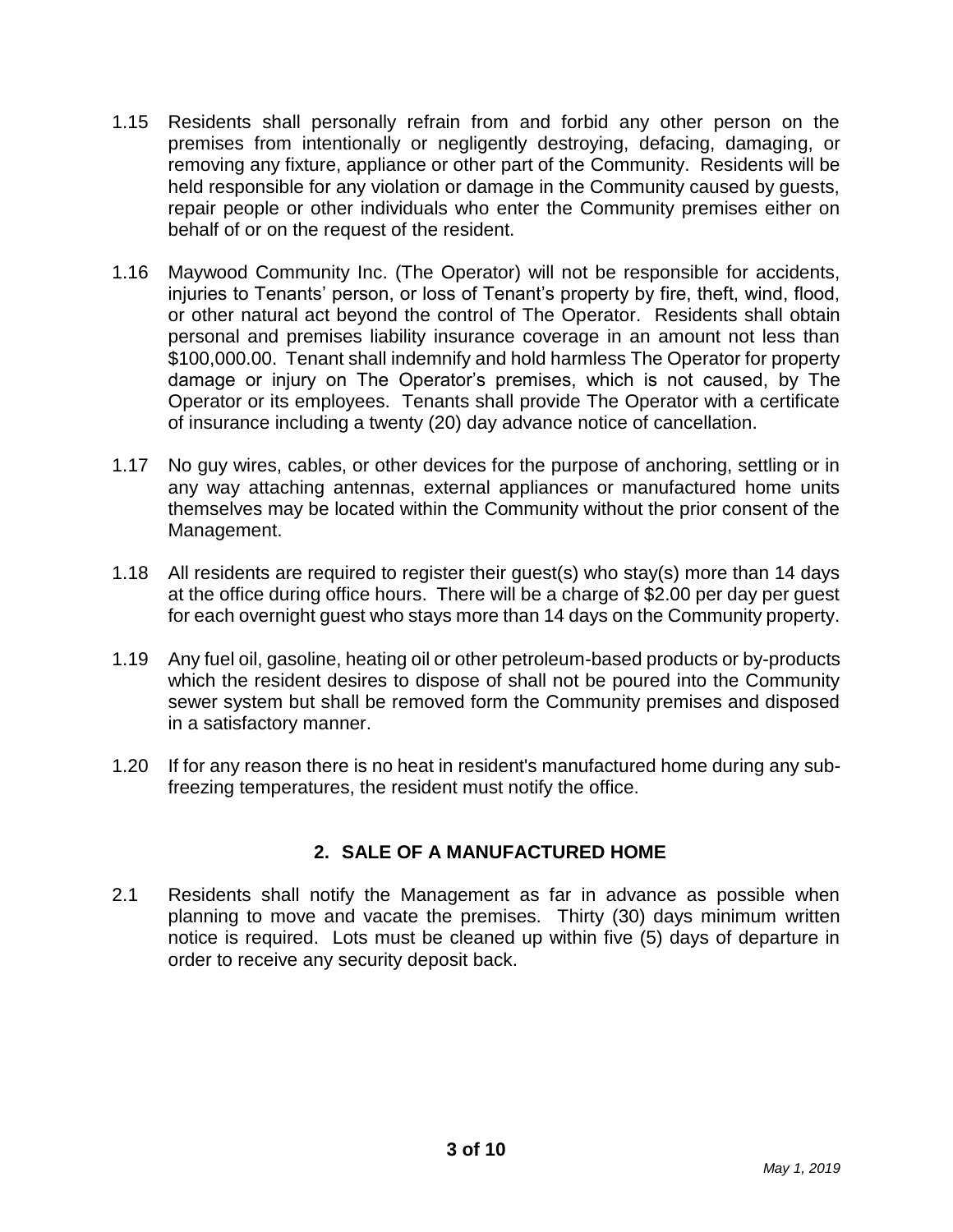1.15 Residents shall personally refrain from and forbid any other person on the premises from intentionally or negligently destroying, defacing, damaging, or removing any fixture, appliance or other part of the Community. Residents will be held responsible for any violation or damage in the Community caused by guests, repair people or other individuals who enter the Community premises either on behalf of or on the request of the resident.

1.16 Maywood Community Inc. (The Operator) will not be responsible for accidents, injuries to Tenants' person, or loss of Tenant's property by fire, theft, wind, flood, or other natural act beyond the control of The Operator. Residents shall obtain personal and premises liability insurance coverage in an amount not less than $100,000.00. Tenant shall indemnify and hold harmless The Operator for property damage or injury on The Operator's premises, which is not caused, by The Operator or its employees. Tenants shall provide The Operator with a certificate of insurance including a twenty (20) day advance notice of cancellation.

1.17 No guy wires, cables, or other devices for the purpose of anchoring, settling or in any way attaching antennas, external appliances or manufactured home units themselves may be located within the Community without the prior consent of the Management.

1.18 All residents are required to register their guest(s) who stay(s) more than 14 days at the office during office hours. There will be a charge of $2.00 per day per guest for each overnight guest who stays more than 14 days on the Community property.

1.19 Any fuel oil, gasoline, heating oil or other petroleum-based products or by-products which the resident desires to dispose of shall not be poured into the Community sewer system but shall be removed form the Community premises and disposed in a satisfactory manner.

1.20 If for any reason there is no heat in resident's manufactured home during any sub-freezing temperatures, the resident must notify the office.

## 2. SALE OF A MANUFACTURED HOME

2.1 Residents shall notify the Management as far in advance as possible when planning to move and vacate the premises. Thirty (30) days minimum written notice is required. Lots must be cleaned up within five (5) days of departure in order to receive any security deposit back.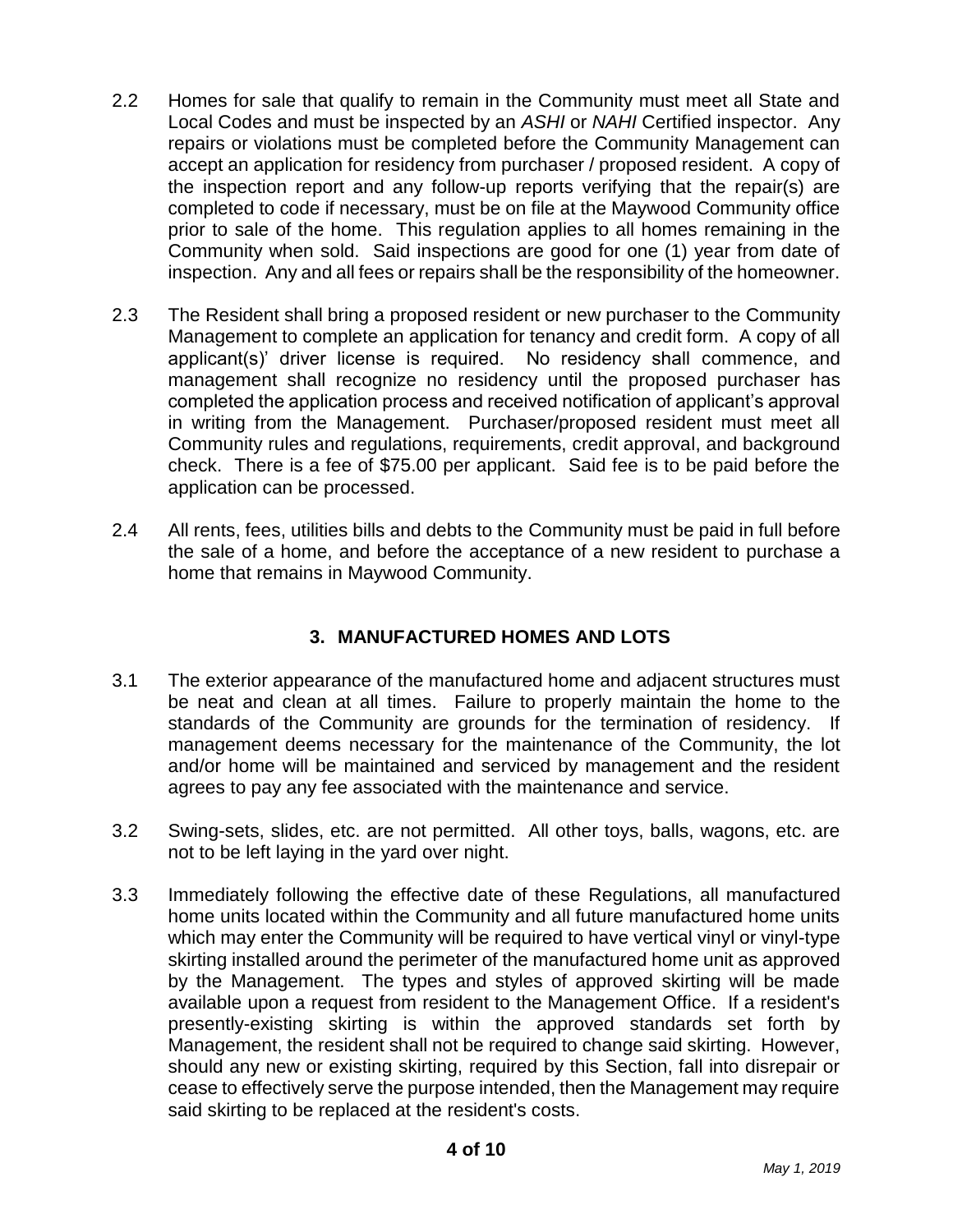2.2 Homes for sale that qualify to remain in the Community must meet all State and Local Codes and must be inspected by an *ASHI* or *NAHI* Certified inspector. Any repairs or violations must be completed before the Community Management can accept an application for residency from purchaser / proposed resident. A copy of the inspection report and any follow-up reports verifying that the repair(s) are completed to code if necessary, must be on file at the Maywood Community office prior to sale of the home. This regulation applies to all homes remaining in the Community when sold. Said inspections are good for one (1) year from date of inspection. Any and all fees or repairs shall be the responsibility of the homeowner.

2.3 The Resident shall bring a proposed resident or new purchaser to the Community Management to complete an application for tenancy and credit form. A copy of all applicant(s)' driver license is required. No residency shall commence, and management shall recognize no residency until the proposed purchaser has completed the application process and received notification of applicant's approval in writing from the Management. Purchaser/proposed resident must meet all Community rules and regulations, requirements, credit approval, and background check. There is a fee of $75.00 per applicant. Said fee is to be paid before the application can be processed.

2.4 All rents, fees, utilities bills and debts to the Community must be paid in full before the sale of a home, and before the acceptance of a new resident to purchase a home that remains in Maywood Community.

## 3. MANUFACTURED HOMES AND LOTS

3.1 The exterior appearance of the manufactured home and adjacent structures must be neat and clean at all times. Failure to properly maintain the home to the standards of the Community are grounds for the termination of residency. If management deems necessary for the maintenance of the Community, the lot and/or home will be maintained and serviced by management and the resident agrees to pay any fee associated with the maintenance and service.

3.2 Swing-sets, slides, etc. are not permitted. All other toys, balls, wagons, etc. are not to be left laying in the yard over night.

3.3 Immediately following the effective date of these Regulations, all manufactured home units located within the Community and all future manufactured home units which may enter the Community will be required to have vertical vinyl or vinyl-type skirting installed around the perimeter of the manufactured home unit as approved by the Management. The types and styles of approved skirting will be made available upon a request from resident to the Management Office. If a resident's presently-existing skirting is within the approved standards set forth by Management, the resident shall not be required to change said skirting. However, should any new or existing skirting, required by this Section, fall into disrepair or cease to effectively serve the purpose intended, then the Management may require said skirting to be replaced at the resident's costs.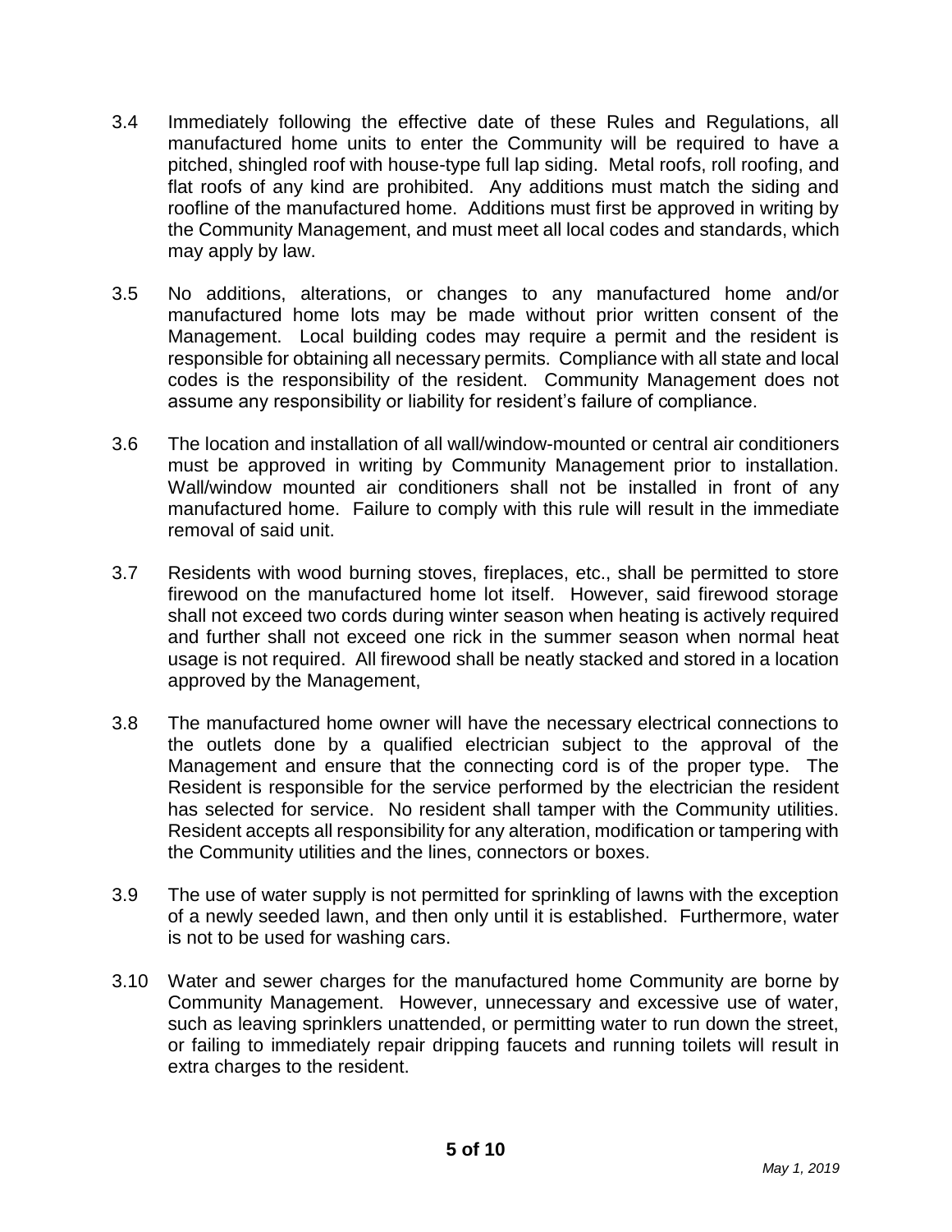3.4 Immediately following the effective date of these Rules and Regulations, all manufactured home units to enter the Community will be required to have a pitched, shingled roof with house-type full lap siding. Metal roofs, roll roofing, and flat roofs of any kind are prohibited. Any additions must match the siding and roofline of the manufactured home. Additions must first be approved in writing by the Community Management, and must meet all local codes and standards, which may apply by law.

3.5 No additions, alterations, or changes to any manufactured home and/or manufactured home lots may be made without prior written consent of the Management. Local building codes may require a permit and the resident is responsible for obtaining all necessary permits. Compliance with all state and local codes is the responsibility of the resident. Community Management does not assume any responsibility or liability for resident's failure of compliance.

3.6 The location and installation of all wall/window-mounted or central air conditioners must be approved in writing by Community Management prior to installation. Wall/window mounted air conditioners shall not be installed in front of any manufactured home. Failure to comply with this rule will result in the immediate removal of said unit.

3.7 Residents with wood burning stoves, fireplaces, etc., shall be permitted to store firewood on the manufactured home lot itself. However, said firewood storage shall not exceed two cords during winter season when heating is actively required and further shall not exceed one rick in the summer season when normal heat usage is not required. All firewood shall be neatly stacked and stored in a location approved by the Management,

3.8 The manufactured home owner will have the necessary electrical connections to the outlets done by a qualified electrician subject to the approval of the Management and ensure that the connecting cord is of the proper type. The Resident is responsible for the service performed by the electrician the resident has selected for service. No resident shall tamper with the Community utilities. Resident accepts all responsibility for any alteration, modification or tampering with the Community utilities and the lines, connectors or boxes.

3.9 The use of water supply is not permitted for sprinkling of lawns with the exception of a newly seeded lawn, and then only until it is established. Furthermore, water is not to be used for washing cars.

3.10 Water and sewer charges for the manufactured home Community are borne by Community Management. However, unnecessary and excessive use of water, such as leaving sprinklers unattended, or permitting water to run down the street, or failing to immediately repair dripping faucets and running toilets will result in extra charges to the resident.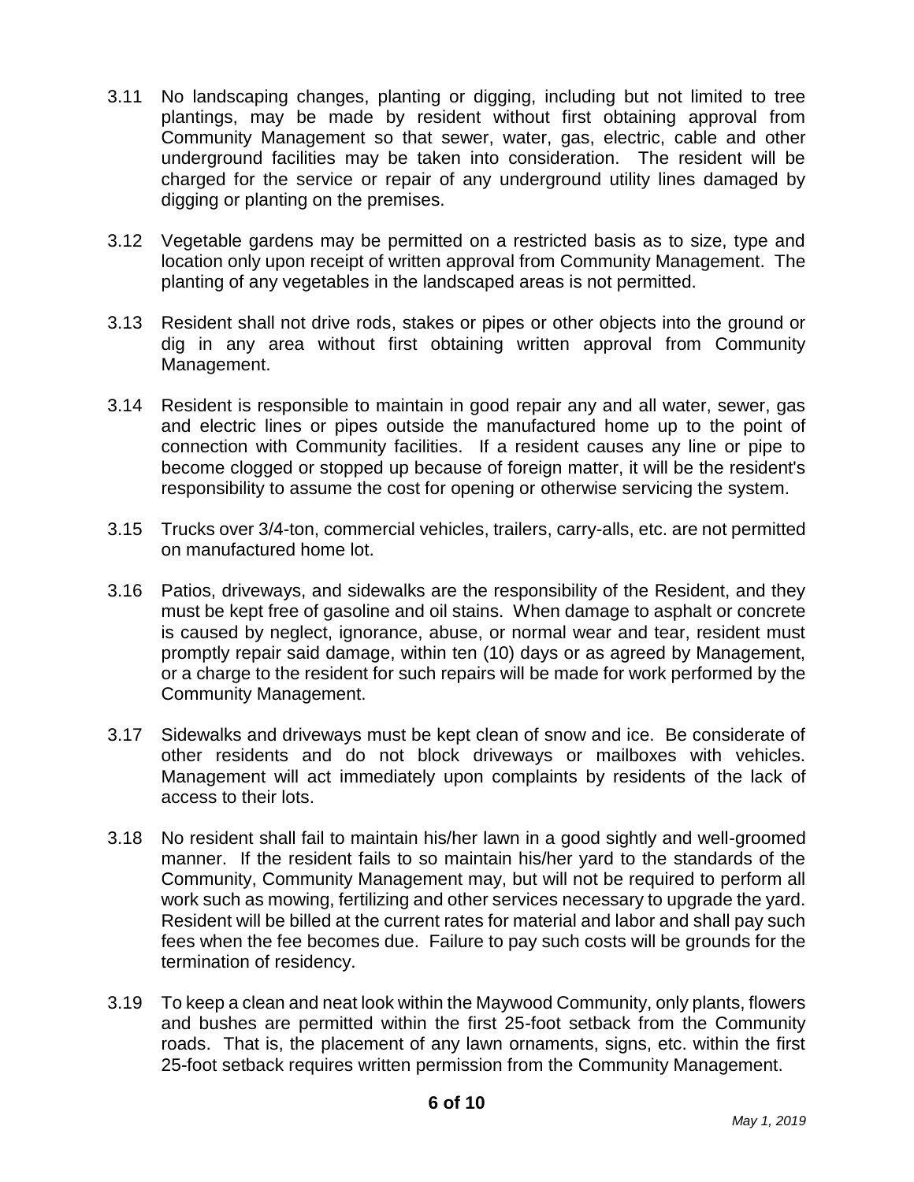3.11 No landscaping changes, planting or digging, including but not limited to tree plantings, may be made by resident without first obtaining approval from Community Management so that sewer, water, gas, electric, cable and other underground facilities may be taken into consideration. The resident will be charged for the service or repair of any underground utility lines damaged by digging or planting on the premises.

3.12 Vegetable gardens may be permitted on a restricted basis as to size, type and location only upon receipt of written approval from Community Management. The planting of any vegetables in the landscaped areas is not permitted.

3.13 Resident shall not drive rods, stakes or pipes or other objects into the ground or dig in any area without first obtaining written approval from Community Management.

3.14 Resident is responsible to maintain in good repair any and all water, sewer, gas and electric lines or pipes outside the manufactured home up to the point of connection with Community facilities. If a resident causes any line or pipe to become clogged or stopped up because of foreign matter, it will be the resident's responsibility to assume the cost for opening or otherwise servicing the system.

3.15 Trucks over 3/4-ton, commercial vehicles, trailers, carry-alls, etc. are not permitted on manufactured home lot.

3.16 Patios, driveways, and sidewalks are the responsibility of the Resident, and they must be kept free of gasoline and oil stains. When damage to asphalt or concrete is caused by neglect, ignorance, abuse, or normal wear and tear, resident must promptly repair said damage, within ten (10) days or as agreed by Management, or a charge to the resident for such repairs will be made for work performed by the Community Management.

3.17 Sidewalks and driveways must be kept clean of snow and ice. Be considerate of other residents and do not block driveways or mailboxes with vehicles. Management will act immediately upon complaints by residents of the lack of access to their lots.

3.18 No resident shall fail to maintain his/her lawn in a good sightly and well-groomed manner. If the resident fails to so maintain his/her yard to the standards of the Community, Community Management may, but will not be required to perform all work such as mowing, fertilizing and other services necessary to upgrade the yard. Resident will be billed at the current rates for material and labor and shall pay such fees when the fee becomes due. Failure to pay such costs will be grounds for the termination of residency.

3.19 To keep a clean and neat look within the Maywood Community, only plants, flowers and bushes are permitted within the first 25-foot setback from the Community roads. That is, the placement of any lawn ornaments, signs, etc. within the first 25-foot setback requires written permission from the Community Management.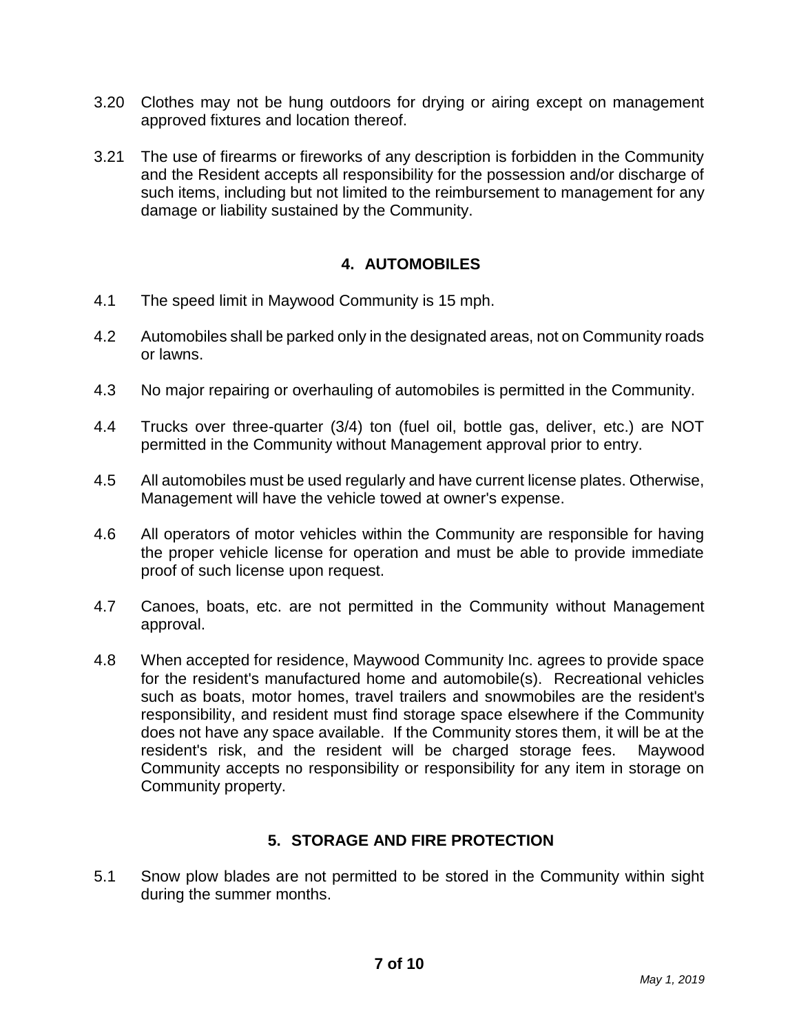3.20 Clothes may not be hung outdoors for drying or airing except on management approved fixtures and location thereof.

3.21 The use of firearms or fireworks of any description is forbidden in the Community and the Resident accepts all responsibility for the possession and/or discharge of such items, including but not limited to the reimbursement to management for any damage or liability sustained by the Community.

## 4. AUTOMOBILES

4.1 The speed limit in Maywood Community is 15 mph.

4.2 Automobiles shall be parked only in the designated areas, not on Community roads or lawns.

4.3 No major repairing or overhauling of automobiles is permitted in the Community.

4.4 Trucks over three-quarter (3/4) ton (fuel oil, bottle gas, deliver, etc.) are NOT permitted in the Community without Management approval prior to entry.

4.5 All automobiles must be used regularly and have current license plates. Otherwise, Management will have the vehicle towed at owner's expense.

4.6 All operators of motor vehicles within the Community are responsible for having the proper vehicle license for operation and must be able to provide immediate proof of such license upon request.

4.7 Canoes, boats, etc. are not permitted in the Community without Management approval.

4.8 When accepted for residence, Maywood Community Inc. agrees to provide space for the resident's manufactured home and automobile(s). Recreational vehicles such as boats, motor homes, travel trailers and snowmobiles are the resident's responsibility, and resident must find storage space elsewhere if the Community does not have any space available. If the Community stores them, it will be at the resident's risk, and the resident will be charged storage fees. Maywood Community accepts no responsibility or responsibility for any item in storage on Community property.

## 5. STORAGE AND FIRE PROTECTION

5.1 Snow plow blades are not permitted to be stored in the Community within sight during the summer months.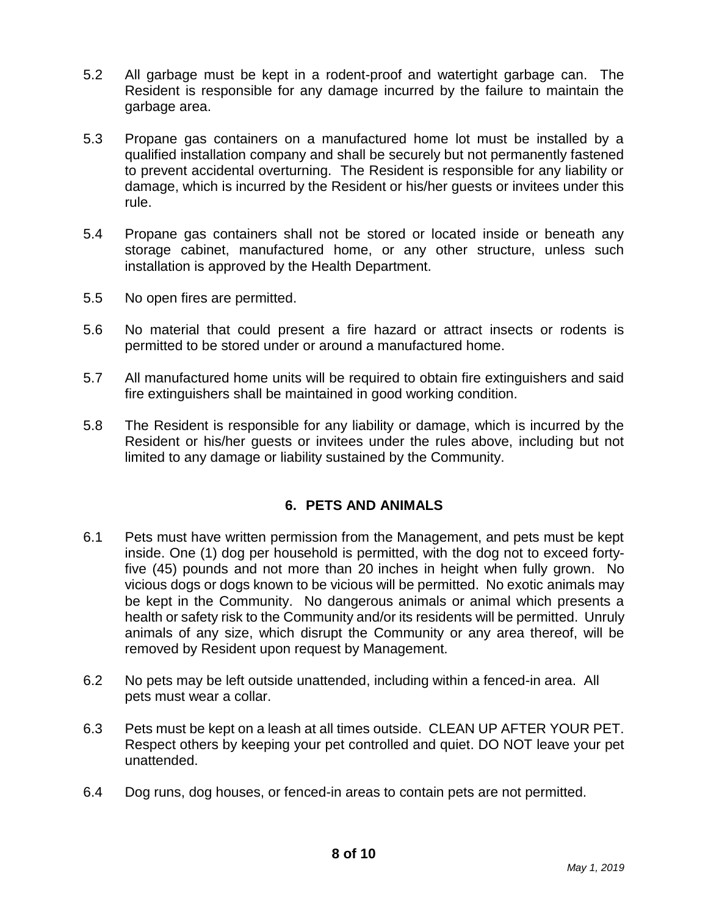5.2 All garbage must be kept in a rodent-proof and watertight garbage can. The Resident is responsible for any damage incurred by the failure to maintain the garbage area.

5.3 Propane gas containers on a manufactured home lot must be installed by a qualified installation company and shall be securely but not permanently fastened to prevent accidental overturning. The Resident is responsible for any liability or damage, which is incurred by the Resident or his/her guests or invitees under this rule.

5.4 Propane gas containers shall not be stored or located inside or beneath any storage cabinet, manufactured home, or any other structure, unless such installation is approved by the Health Department.

5.5 No open fires are permitted.

5.6 No material that could present a fire hazard or attract insects or rodents is permitted to be stored under or around a manufactured home.

5.7 All manufactured home units will be required to obtain fire extinguishers and said fire extinguishers shall be maintained in good working condition.

5.8 The Resident is responsible for any liability or damage, which is incurred by the Resident or his/her guests or invitees under the rules above, including but not limited to any damage or liability sustained by the Community.

## 6. PETS AND ANIMALS

6.1 Pets must have written permission from the Management, and pets must be kept inside. One (1) dog per household is permitted, with the dog not to exceed forty-five (45) pounds and not more than 20 inches in height when fully grown. No vicious dogs or dogs known to be vicious will be permitted. No exotic animals may be kept in the Community. No dangerous animals or animal which presents a health or safety risk to the Community and/or its residents will be permitted. Unruly animals of any size, which disrupt the Community or any area thereof, will be removed by Resident upon request by Management.

6.2 No pets may be left outside unattended, including within a fenced-in area. All pets must wear a collar.

6.3 Pets must be kept on a leash at all times outside. CLEAN UP AFTER YOUR PET. Respect others by keeping your pet controlled and quiet. DO NOT leave your pet unattended.

6.4 Dog runs, dog houses, or fenced-in areas to contain pets are not permitted.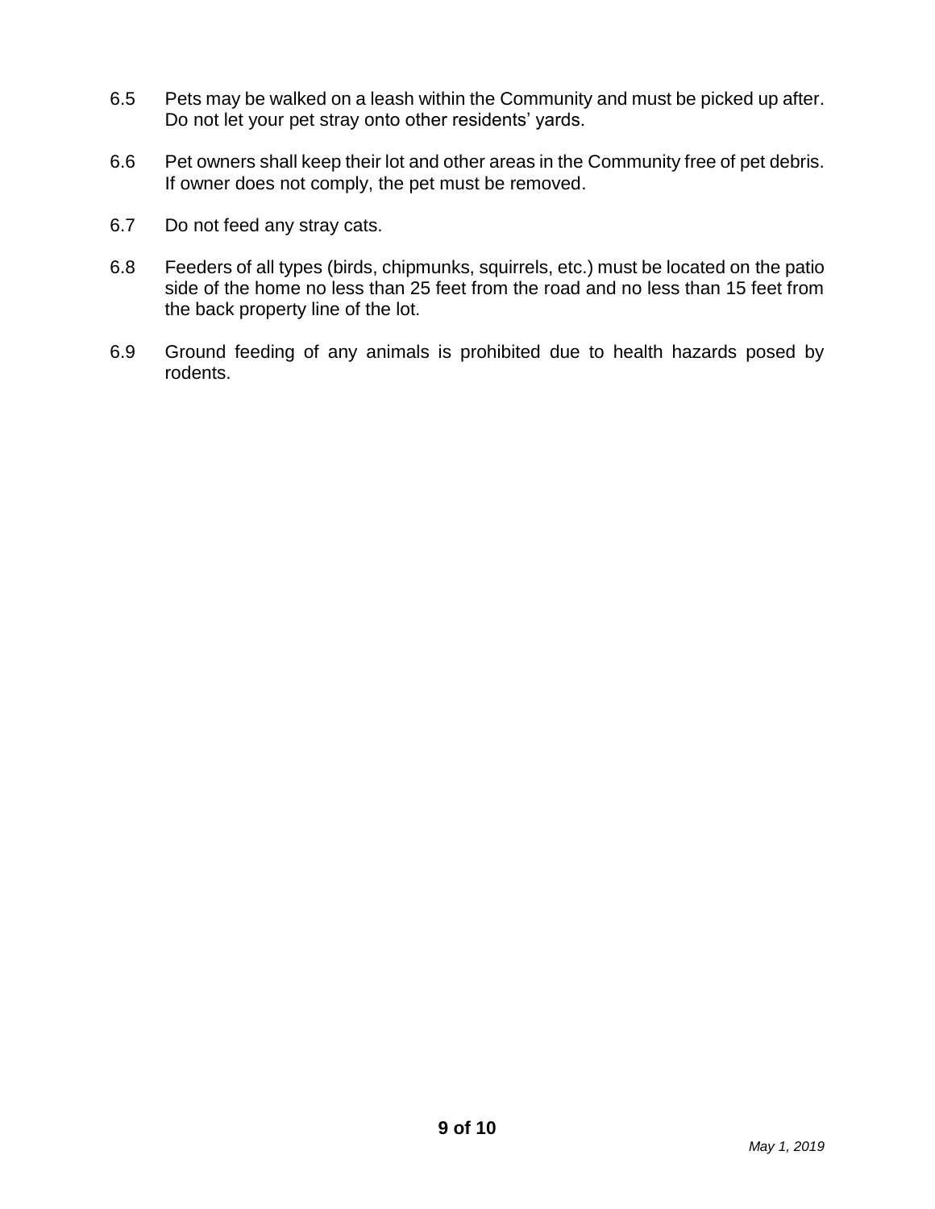6.5 Pets may be walked on a leash within the Community and must be picked up after. Do not let your pet stray onto other residents' yards.

6.6 Pet owners shall keep their lot and other areas in the Community free of pet debris. If owner does not comply, the pet must be removed.

6.7 Do not feed any stray cats.

6.8 Feeders of all types (birds, chipmunks, squirrels, etc.) must be located on the patio side of the home no less than 25 feet from the road and no less than 15 feet from the back property line of the lot.

6.9 Ground feeding of any animals is prohibited due to health hazards posed by rodents.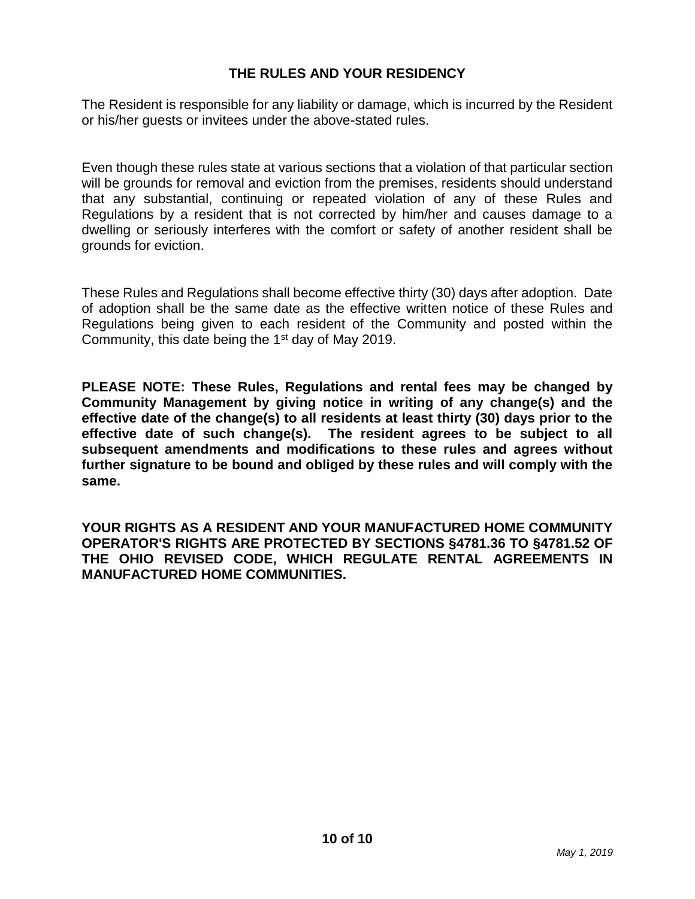## THE RULES AND YOUR RESIDENCY

The Resident is responsible for any liability or damage, which is incurred by the Resident or his/her guests or invitees under the above-stated rules.

Even though these rules state at various sections that a violation of that particular section will be grounds for removal and eviction from the premises, residents should understand that any substantial, continuing or repeated violation of any of these Rules and Regulations by a resident that is not corrected by him/her and causes damage to a dwelling or seriously interferes with the comfort or safety of another resident shall be grounds for eviction.

These Rules and Regulations shall become effective thirty (30) days after adoption. Date of adoption shall be the same date as the effective written notice of these Rules and Regulations being given to each resident of the Community and posted within the Community, this date being the 1st day of May 2019.

**PLEASE NOTE: These Rules, Regulations and rental fees may be changed by Community Management by giving notice in writing of any change(s) and the effective date of the change(s) to all residents at least thirty (30) days prior to the effective date of such change(s). The resident agrees to be subject to all subsequent amendments and modifications to these rules and agrees without further signature to be bound and obliged by these rules and will comply with the same.**

**YOUR RIGHTS AS A RESIDENT AND YOUR MANUFACTURED HOME COMMUNITY OPERATOR'S RIGHTS ARE PROTECTED BY SECTIONS §4781.36 TO §4781.52 OF THE OHIO REVISED CODE, WHICH REGULATE RENTAL AGREEMENTS IN MANUFACTURED HOME COMMUNITIES.**